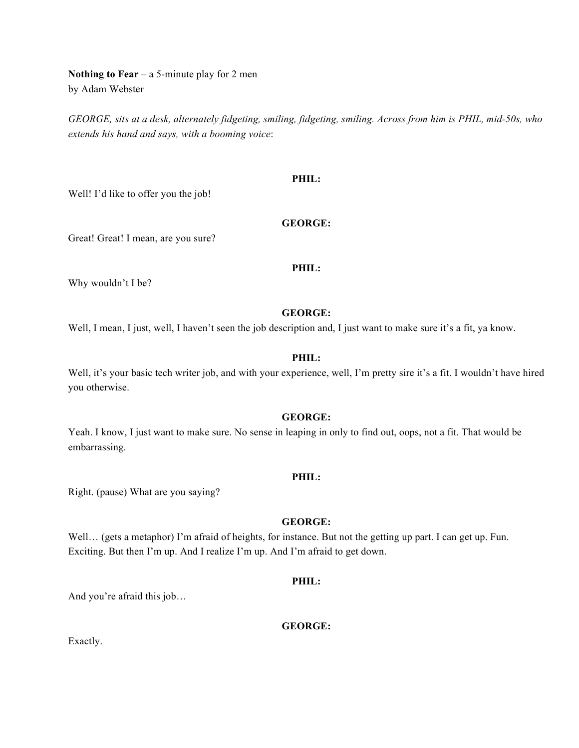**Nothing to Fear** – a 5-minute play for 2 men
by Adam Webster

*GEORGE, sits at a desk, alternately fidgeting, smiling, fidgeting, smiling. Across from him is PHIL, mid-50s, who extends his hand and says, with a booming voice*:

**PHIL:**

Well! I'd like to offer you the job!

**GEORGE:**

Great! Great! I mean, are you sure?

**PHIL:**

Why wouldn't I be?

**GEORGE:**

Well, I mean, I just, well, I haven't seen the job description and, I just want to make sure it's a fit, ya know.

**PHIL:**

Well, it's your basic tech writer job, and with your experience, well, I'm pretty sire it's a fit. I wouldn't have hired you otherwise.

**GEORGE:**

Yeah. I know, I just want to make sure. No sense in leaping in only to find out, oops, not a fit. That would be embarrassing.

**PHIL:**

Right. (pause) What are you saying?

**GEORGE:**

Well… (gets a metaphor) I'm afraid of heights, for instance. But not the getting up part. I can get up. Fun. Exciting. But then I'm up. And I realize I'm up. And I'm afraid to get down.

**PHIL:**

And you're afraid this job…

**GEORGE:**

Exactly.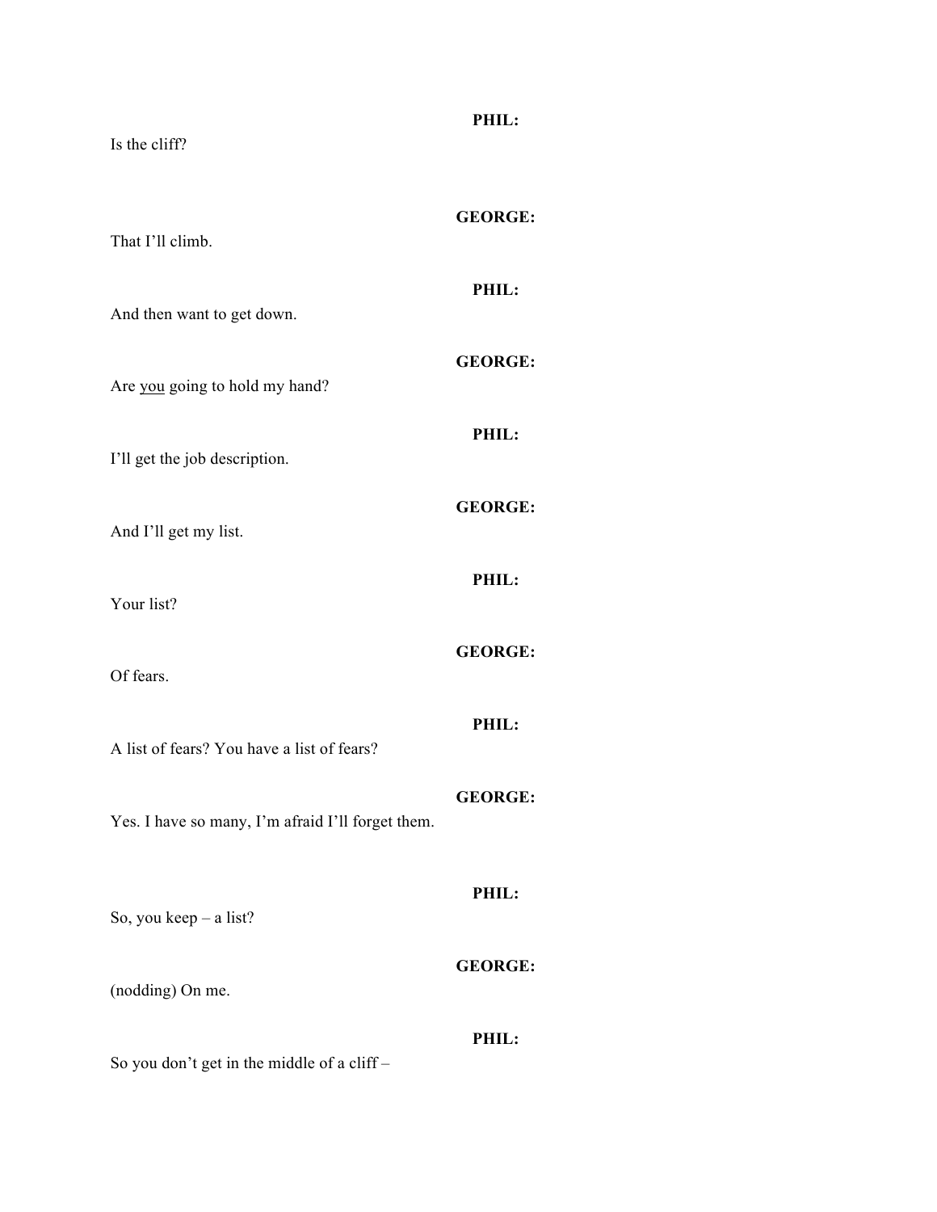**PHIL:**

Is the cliff?

**GEORGE:**

That I'll climb.

**PHIL:**

And then want to get down.

**GEORGE:**

Are <u>you</u> going to hold my hand?

**PHIL:**

I'll get the job description.

**GEORGE:**

And I'll get my list.

**PHIL:**

Your list?

**GEORGE:**

Of fears.

**PHIL:**

A list of fears? You have a list of fears?

**GEORGE:**

Yes. I have so many, I'm afraid I'll forget them.

**PHIL:**

So, you keep – a list?

**GEORGE:**

(nodding) On me.

**PHIL:**

So you don't get in the middle of a cliff –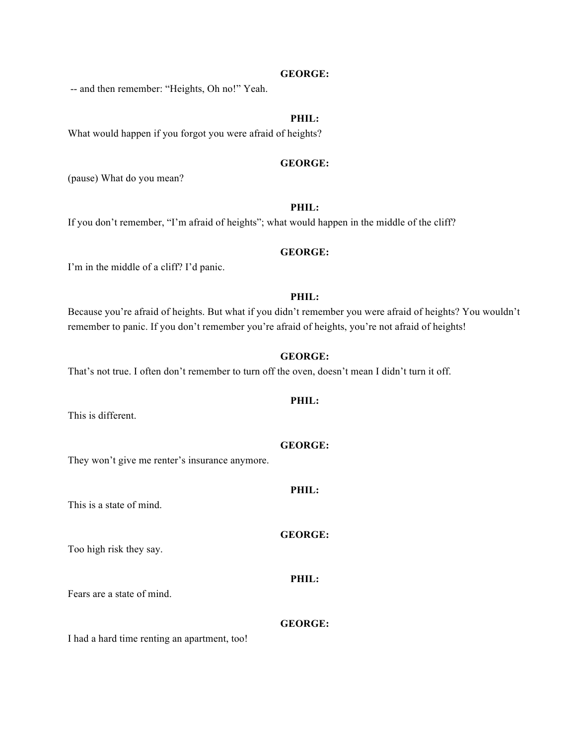**GEORGE:**

-- and then remember: "Heights, Oh no!" Yeah.

**PHIL:**

What would happen if you forgot you were afraid of heights?

**GEORGE:**

(pause) What do you mean?

**PHIL:**

If you don't remember, "I'm afraid of heights"; what would happen in the middle of the cliff?

**GEORGE:**

I'm in the middle of a cliff? I'd panic.

**PHIL:**

Because you're afraid of heights. But what if you didn't remember you were afraid of heights? You wouldn't remember to panic. If you don't remember you're afraid of heights, you're not afraid of heights!

**GEORGE:**

That's not true. I often don't remember to turn off the oven, doesn't mean I didn't turn it off.

**PHIL:**

This is different.

**GEORGE:**

They won't give me renter's insurance anymore.

**PHIL:**

This is a state of mind.

**GEORGE:**

Too high risk they say.

**PHIL:**

Fears are a state of mind.

**GEORGE:**

I had a hard time renting an apartment, too!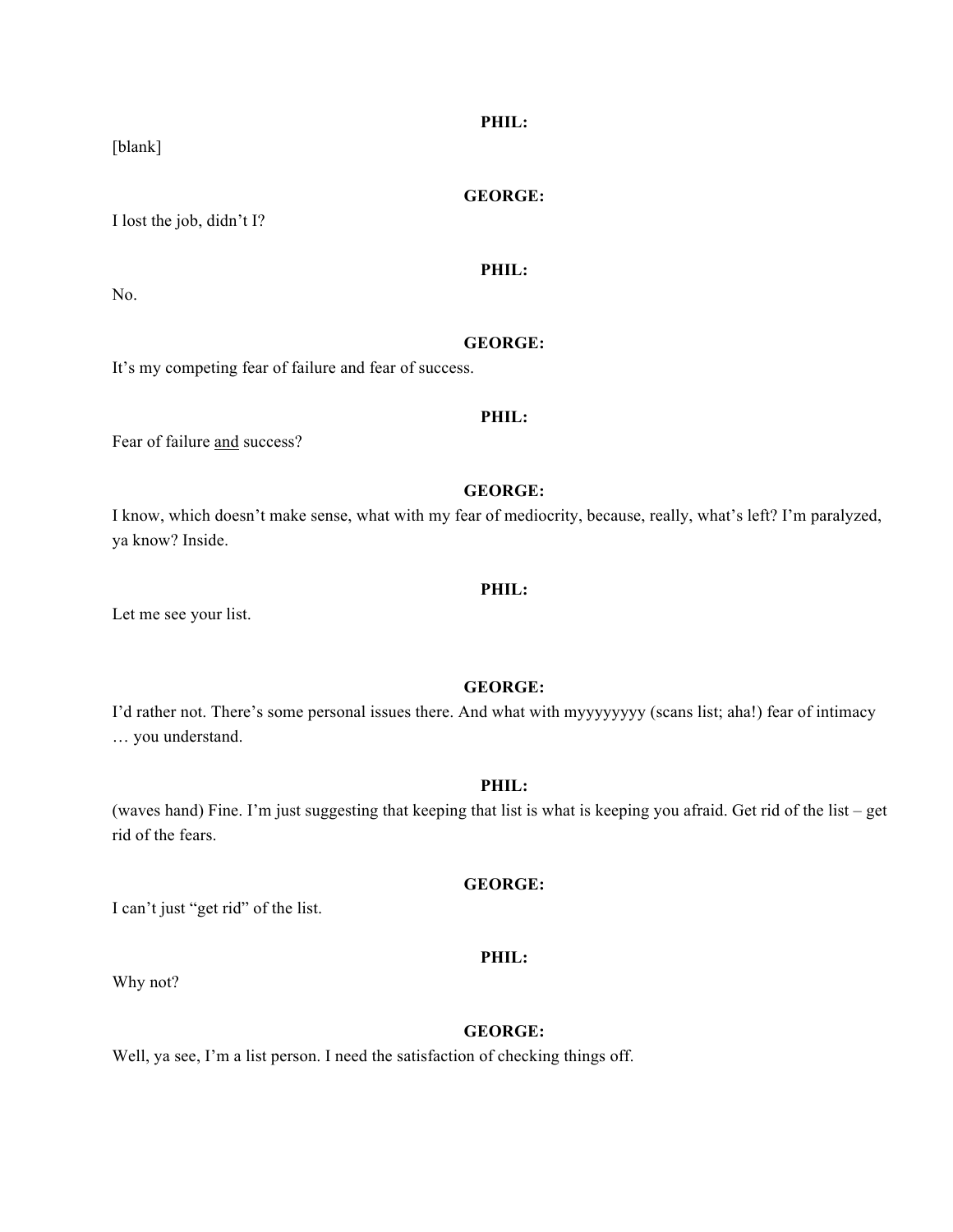**PHIL:**

[blank]

**GEORGE:**

I lost the job, didn't I?

**PHIL:**

No.

**GEORGE:**

It's my competing fear of failure and fear of success.

**PHIL:**

Fear of failure <u>and</u> success?

**GEORGE:**

I know, which doesn't make sense, what with my fear of mediocrity, because, really, what's left? I'm paralyzed, ya know? Inside.

**PHIL:**

Let me see your list.

**GEORGE:**

I'd rather not. There's some personal issues there. And what with myyyyyyyy (scans list; aha!) fear of intimacy … you understand.

**PHIL:**

(waves hand) Fine. I'm just suggesting that keeping that list is what is keeping you afraid. Get rid of the list – get rid of the fears.

**GEORGE:**

I can't just "get rid" of the list.

**PHIL:**

Why not?

**GEORGE:**

Well, ya see, I'm a list person. I need the satisfaction of checking things off.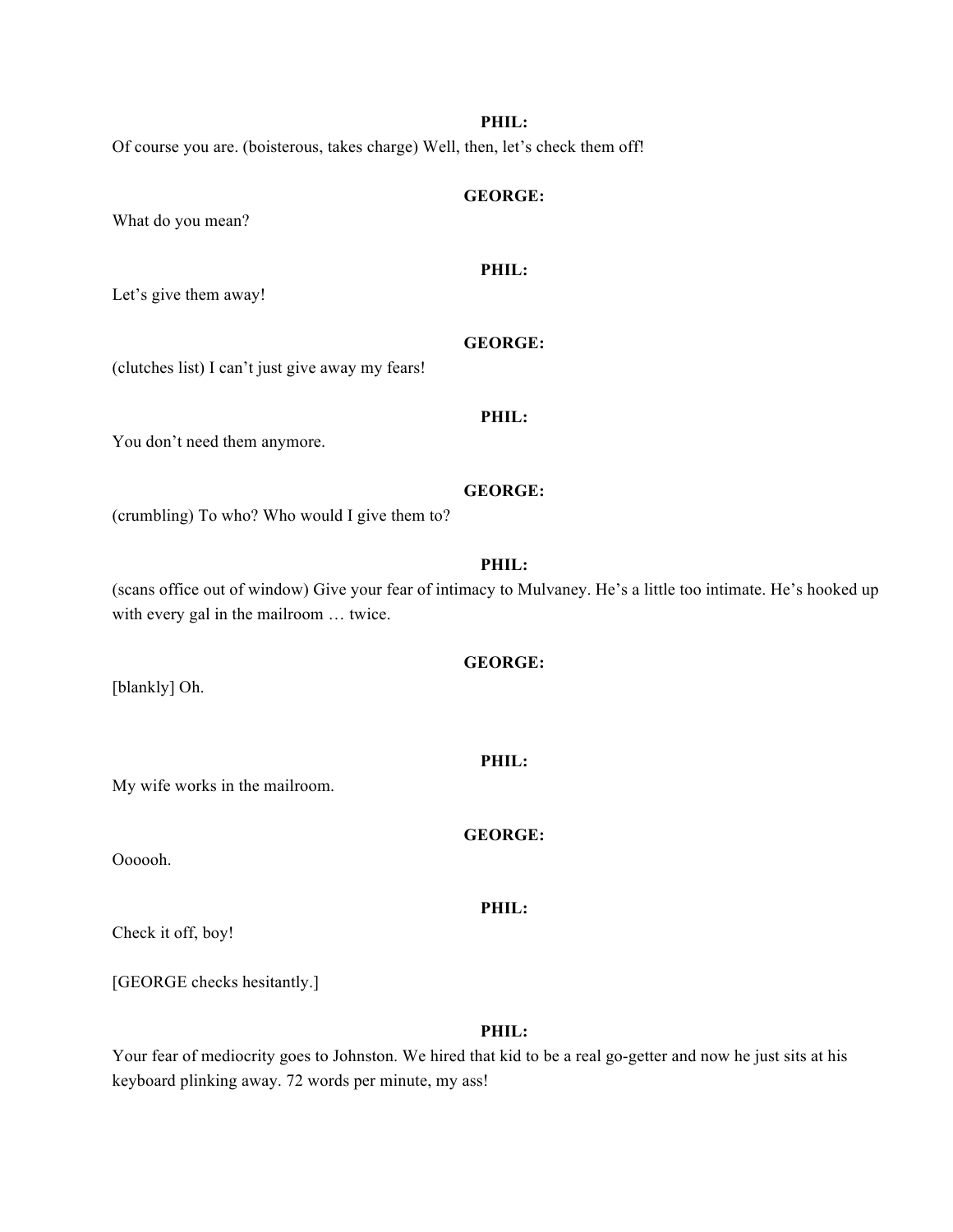**PHIL:**

Of course you are. (boisterous, takes charge) Well, then, let's check them off!

**GEORGE:**

What do you mean?

**PHIL:**

Let's give them away!

**GEORGE:**

(clutches list) I can't just give away my fears!

**PHIL:**

You don't need them anymore.

**GEORGE:**

(crumbling) To who? Who would I give them to?

**PHIL:**

(scans office out of window) Give your fear of intimacy to Mulvaney. He's a little too intimate. He's hooked up with every gal in the mailroom … twice.

**GEORGE:**

[blankly] Oh.

**PHIL:**

My wife works in the mailroom.

**GEORGE:**

Oooooh.

**PHIL:**

Check it off, boy!

[GEORGE checks hesitantly.]

**PHIL:**

Your fear of mediocrity goes to Johnston. We hired that kid to be a real go-getter and now he just sits at his keyboard plinking away. 72 words per minute, my ass!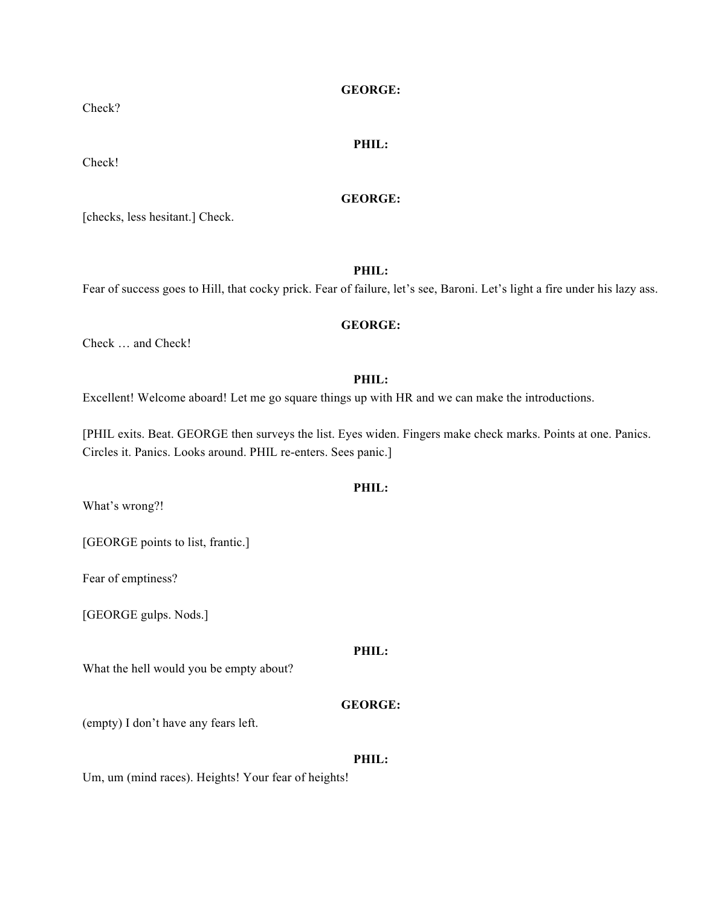**GEORGE:**

Check?

**PHIL:**

Check!

**GEORGE:**

[checks, less hesitant.] Check.

**PHIL:**

Fear of success goes to Hill, that cocky prick. Fear of failure, let's see, Baroni. Let's light a fire under his lazy ass.

**GEORGE:**

Check … and Check!

**PHIL:**

Excellent! Welcome aboard! Let me go square things up with HR and we can make the introductions.

[PHIL exits. Beat. GEORGE then surveys the list. Eyes widen. Fingers make check marks. Points at one. Panics. Circles it. Panics. Looks around. PHIL re-enters. Sees panic.]

**PHIL:**

What's wrong?!

[GEORGE points to list, frantic.]

Fear of emptiness?

[GEORGE gulps. Nods.]

**PHIL:**

What the hell would you be empty about?

**GEORGE:**

(empty) I don't have any fears left.

**PHIL:**

Um, um (mind races). Heights! Your fear of heights!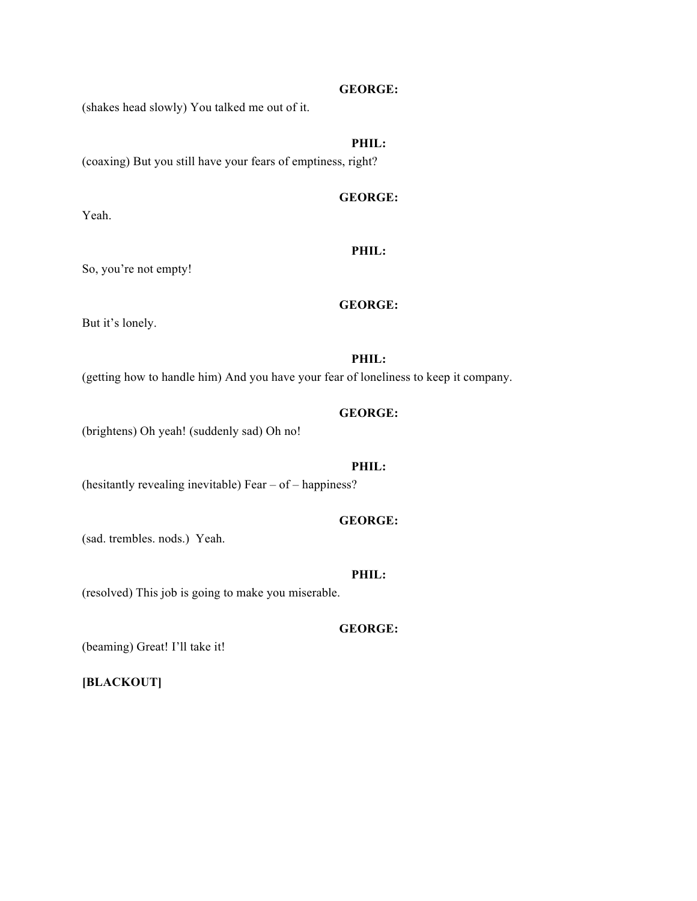**GEORGE:**

(shakes head slowly) You talked me out of it.

**PHIL:**

(coaxing) But you still have your fears of emptiness, right?

**GEORGE:**

Yeah.

**PHIL:**

So, you're not empty!

**GEORGE:**

But it's lonely.

**PHIL:**

(getting how to handle him) And you have your fear of loneliness to keep it company.

**GEORGE:**

(brightens) Oh yeah! (suddenly sad) Oh no!

**PHIL:**

(hesitantly revealing inevitable) Fear – of – happiness?

**GEORGE:**

(sad. trembles. nods.) Yeah.

**PHIL:**

(resolved) This job is going to make you miserable.

**GEORGE:**

(beaming) Great! I'll take it!

**[BLACKOUT]**